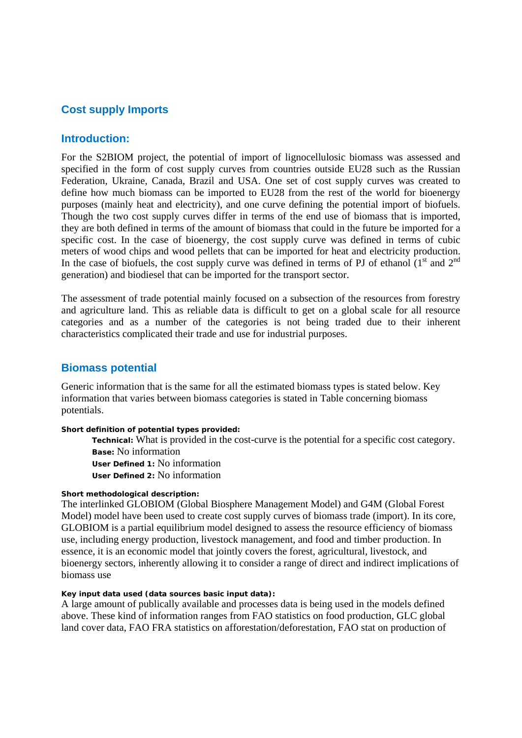## Cost supply Imports

## Introduction:

For the S2BIOM project, the potential of import of lignocellulosic biomass was assessed and specified in the form of cost supply curves from countries outside EU28 such as the Russian Federation, Ukraine, Canada, Brazil and USA. One set of cost supply curves was created to define how much biomass can be imported to EU28 from the rest of the world for bioenergy purposes (mainly heat and electricity), and one curve defining the potential import of biofuels. Though the two cost supply curves differ in terms of the end use of biomass that is imported, they are both defined in terms of the amount of biomass that could in the future be imported for a specific cost. In the case of bioenergy, the cost supply curve was defined in terms of cubic meters of wood chips and wood pellets that can be imported for heat and electricity production. In the case of biofuels, the cost supply curve was defined in terms of PJ of ethanol (1st and 2nd generation) and biodiesel that can be imported for the transport sector.

The assessment of trade potential mainly focused on a subsection of the resources from forestry and agriculture land. This as reliable data is difficult to get on a global scale for all resource categories and as a number of the categories is not being traded due to their inherent characteristics complicated their trade and use for industrial purposes.

## Biomass potential

Generic information that is the same for all the estimated biomass types is stated below. Key information that varies between biomass categories is stated in Table concerning biomass potentials.

**Short definition of potential types provided:**

- **Technical:** What is provided in the cost-curve is the potential for a specific cost category.
- **Base:** No information
- **User Defined 1:** No information
- **User Defined 2:** No information

**Short methodological description:**

The interlinked GLOBIOM (Global Biosphere Management Model) and G4M (Global Forest Model) model have been used to create cost supply curves of biomass trade (import). In its core, GLOBIOM is a partial equilibrium model designed to assess the resource efficiency of biomass use, including energy production, livestock management, and food and timber production. In essence, it is an economic model that jointly covers the forest, agricultural, livestock, and bioenergy sectors, inherently allowing it to consider a range of direct and indirect implications of biomass use

**Key input data used (data sources basic input data):**

A large amount of publically available and processes data is being used in the models defined above. These kind of information ranges from FAO statistics on food production, GLC global land cover data, FAO FRA statistics on afforestation/deforestation, FAO stat on production of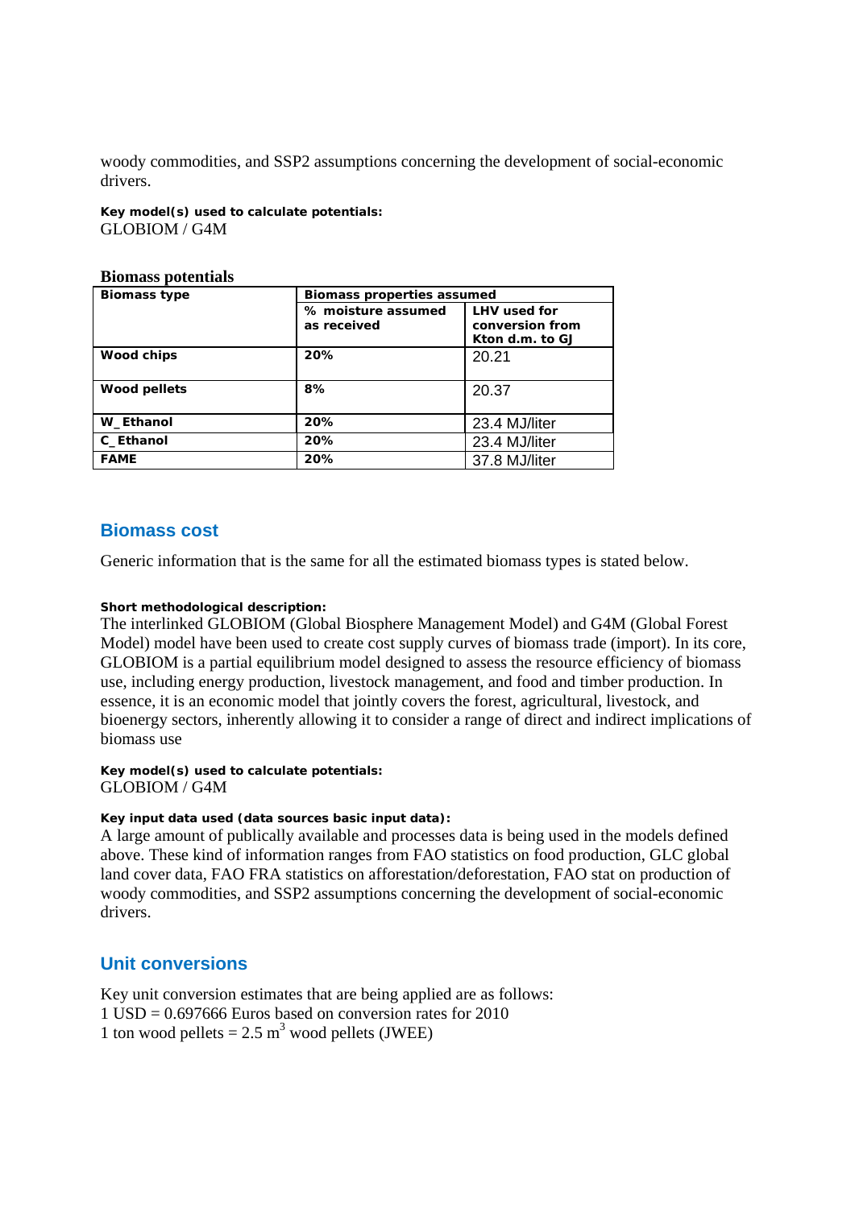woody commodities, and SSP2 assumptions concerning the development of social-economic drivers.

**Key model(s) used to calculate potentials:**
GLOBIOM / G4M

**Biomass potentials**

| Biomass type | Biomass properties assumed | |
|---|---|---|
| | % moisture assumed as received | LHV used for conversion from Kton d.m. to GJ |
| **Wood chips** | **20%** | 20.21 |
| **Wood pellets** | **8%** | 20.37 |
| **W_Ethanol** | **20%** | 23.4 MJ/liter |
| **C_Ethanol** | **20%** | 23.4 MJ/liter |
| **FAME** | **20%** | 37.8 MJ/liter |

## Biomass cost

Generic information that is the same for all the estimated biomass types is stated below.

**Short methodological description:**
The interlinked GLOBIOM (Global Biosphere Management Model) and G4M (Global Forest Model) model have been used to create cost supply curves of biomass trade (import). In its core, GLOBIOM is a partial equilibrium model designed to assess the resource efficiency of biomass use, including energy production, livestock management, and food and timber production. In essence, it is an economic model that jointly covers the forest, agricultural, livestock, and bioenergy sectors, inherently allowing it to consider a range of direct and indirect implications of biomass use

**Key model(s) used to calculate potentials:**
GLOBIOM / G4M

**Key input data used (data sources basic input data):**
A large amount of publically available and processes data is being used in the models defined above. These kind of information ranges from FAO statistics on food production, GLC global land cover data, FAO FRA statistics on afforestation/deforestation, FAO stat on production of woody commodities, and SSP2 assumptions concerning the development of social-economic drivers.

## Unit conversions

Key unit conversion estimates that are being applied are as follows:
1 USD = 0.697666 Euros based on conversion rates for 2010
1 ton wood pellets = 2.5 $m^3$ wood pellets (JWEE)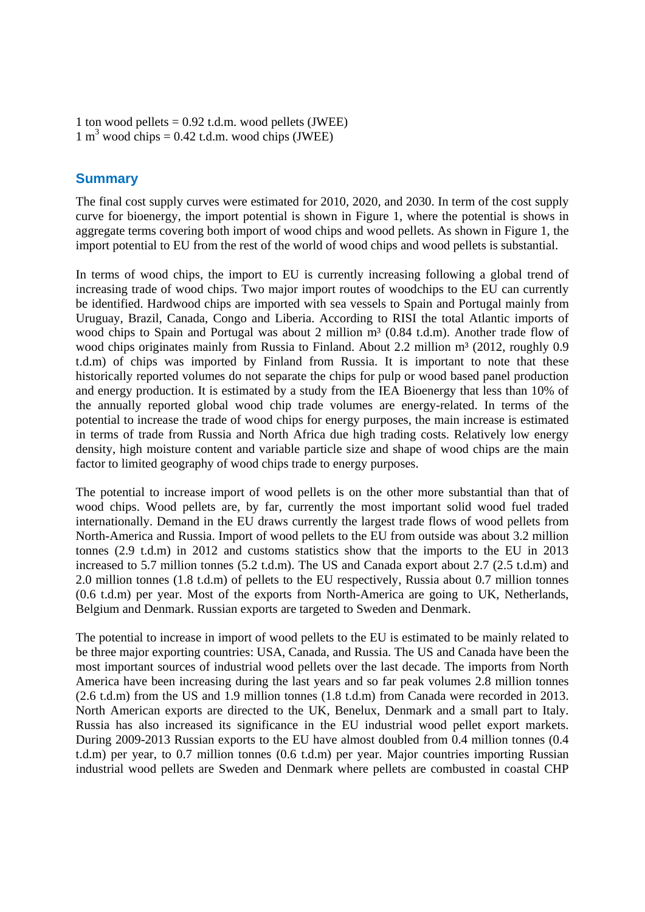1 ton wood pellets = 0.92 t.d.m. wood pellets (JWEE)
1 $m^3$ wood chips = 0.42 t.d.m. wood chips (JWEE)

## Summary

The final cost supply curves were estimated for 2010, 2020, and 2030. In term of the cost supply curve for bioenergy, the import potential is shown in Figure 1, where the potential is shows in aggregate terms covering both import of wood chips and wood pellets. As shown in Figure 1, the import potential to EU from the rest of the world of wood chips and wood pellets is substantial.

In terms of wood chips, the import to EU is currently increasing following a global trend of increasing trade of wood chips. Two major import routes of woodchips to the EU can currently be identified. Hardwood chips are imported with sea vessels to Spain and Portugal mainly from Uruguay, Brazil, Canada, Congo and Liberia. According to RISI the total Atlantic imports of wood chips to Spain and Portugal was about 2 million m³ (0.84 t.d.m). Another trade flow of wood chips originates mainly from Russia to Finland. About 2.2 million m³ (2012, roughly 0.9 t.d.m) of chips was imported by Finland from Russia. It is important to note that these historically reported volumes do not separate the chips for pulp or wood based panel production and energy production. It is estimated by a study from the IEA Bioenergy that less than 10% of the annually reported global wood chip trade volumes are energy-related. In terms of the potential to increase the trade of wood chips for energy purposes, the main increase is estimated in terms of trade from Russia and North Africa due high trading costs. Relatively low energy density, high moisture content and variable particle size and shape of wood chips are the main factor to limited geography of wood chips trade to energy purposes.

The potential to increase import of wood pellets is on the other more substantial than that of wood chips. Wood pellets are, by far, currently the most important solid wood fuel traded internationally. Demand in the EU draws currently the largest trade flows of wood pellets from North-America and Russia. Import of wood pellets to the EU from outside was about 3.2 million tonnes (2.9 t.d.m) in 2012 and customs statistics show that the imports to the EU in 2013 increased to 5.7 million tonnes (5.2 t.d.m). The US and Canada export about 2.7 (2.5 t.d.m) and 2.0 million tonnes (1.8 t.d.m) of pellets to the EU respectively, Russia about 0.7 million tonnes (0.6 t.d.m) per year. Most of the exports from North-America are going to UK, Netherlands, Belgium and Denmark. Russian exports are targeted to Sweden and Denmark.

The potential to increase in import of wood pellets to the EU is estimated to be mainly related to be three major exporting countries: USA, Canada, and Russia. The US and Canada have been the most important sources of industrial wood pellets over the last decade. The imports from North America have been increasing during the last years and so far peak volumes 2.8 million tonnes (2.6 t.d.m) from the US and 1.9 million tonnes (1.8 t.d.m) from Canada were recorded in 2013. North American exports are directed to the UK, Benelux, Denmark and a small part to Italy. Russia has also increased its significance in the EU industrial wood pellet export markets. During 2009-2013 Russian exports to the EU have almost doubled from 0.4 million tonnes (0.4 t.d.m) per year, to 0.7 million tonnes (0.6 t.d.m) per year. Major countries importing Russian industrial wood pellets are Sweden and Denmark where pellets are combusted in coastal CHP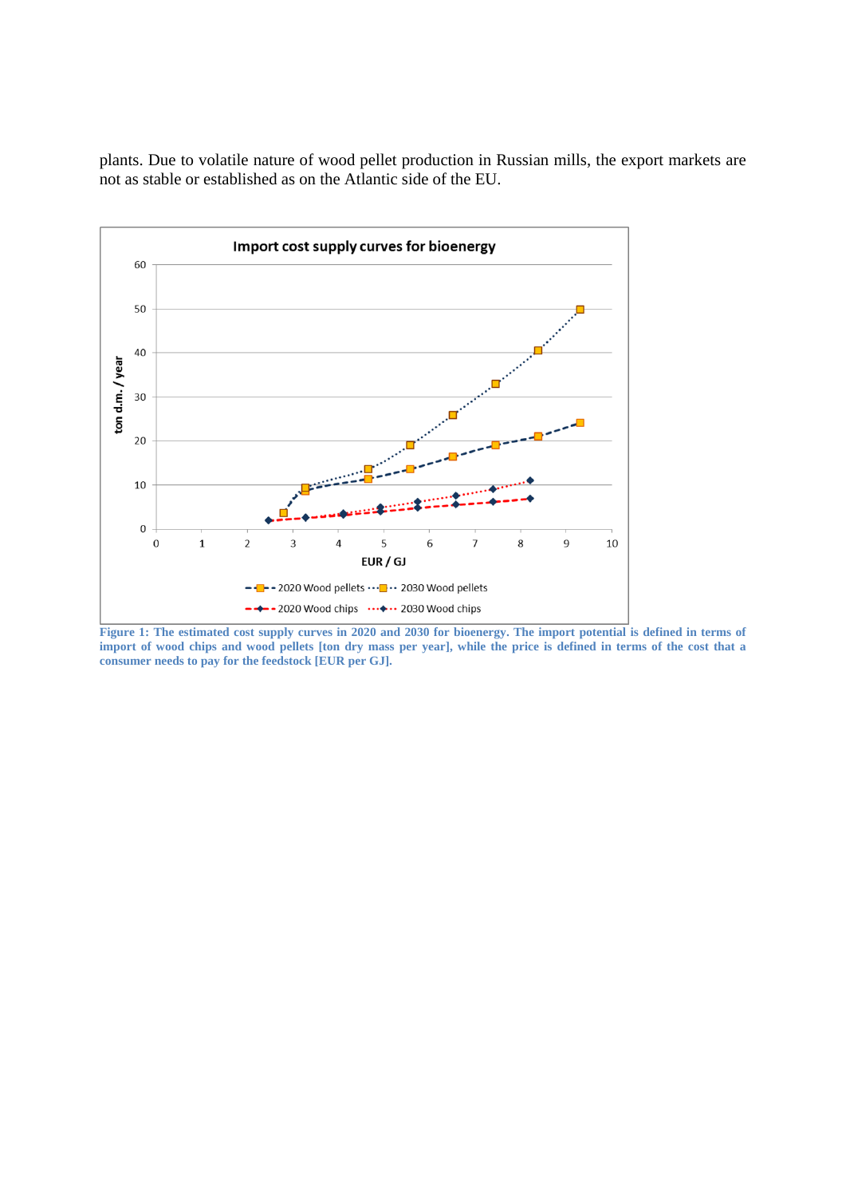plants. Due to volatile nature of wood pellet production in Russian mills, the export markets are not as stable or established as on the Atlantic side of the EU.

**Figure 1: The estimated cost supply curves in 2020 and 2030 for bioenergy. The import potential is defined in terms of import of wood chips and wood pellets [ton dry mass per year], while the price is defined in terms of the cost that a consumer needs to pay for the feedstock [EUR per GJ].**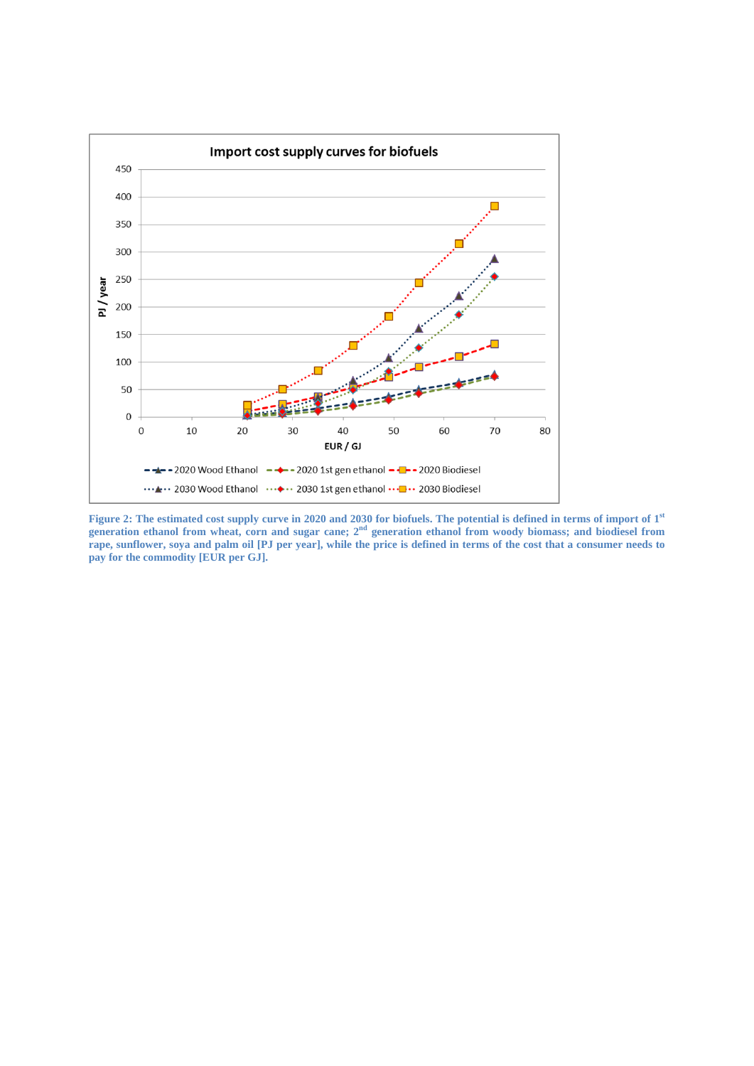Import cost supply curves for biofuels

450
400
350
300
250
200
150
100
50
0

PJ / year

0 10 20 30 40 50 60 70 80

EUR / GJ

2020 Wood Ethanol
2020 1st gen ethanol
2020 Biodiesel
2030 Wood Ethanol
2030 1st gen ethanol
2030 Biodiesel

**Figure 2: The estimated cost supply curve in 2020 and 2030 for biofuels. The potential is defined in terms of import of 1st generation ethanol from wheat, corn and sugar cane; 2nd generation ethanol from woody biomass; and biodiesel from rape, sunflower, soya and palm oil [PJ per year], while the price is defined in terms of the cost that a consumer needs to pay for the commodity [EUR per GJ].**